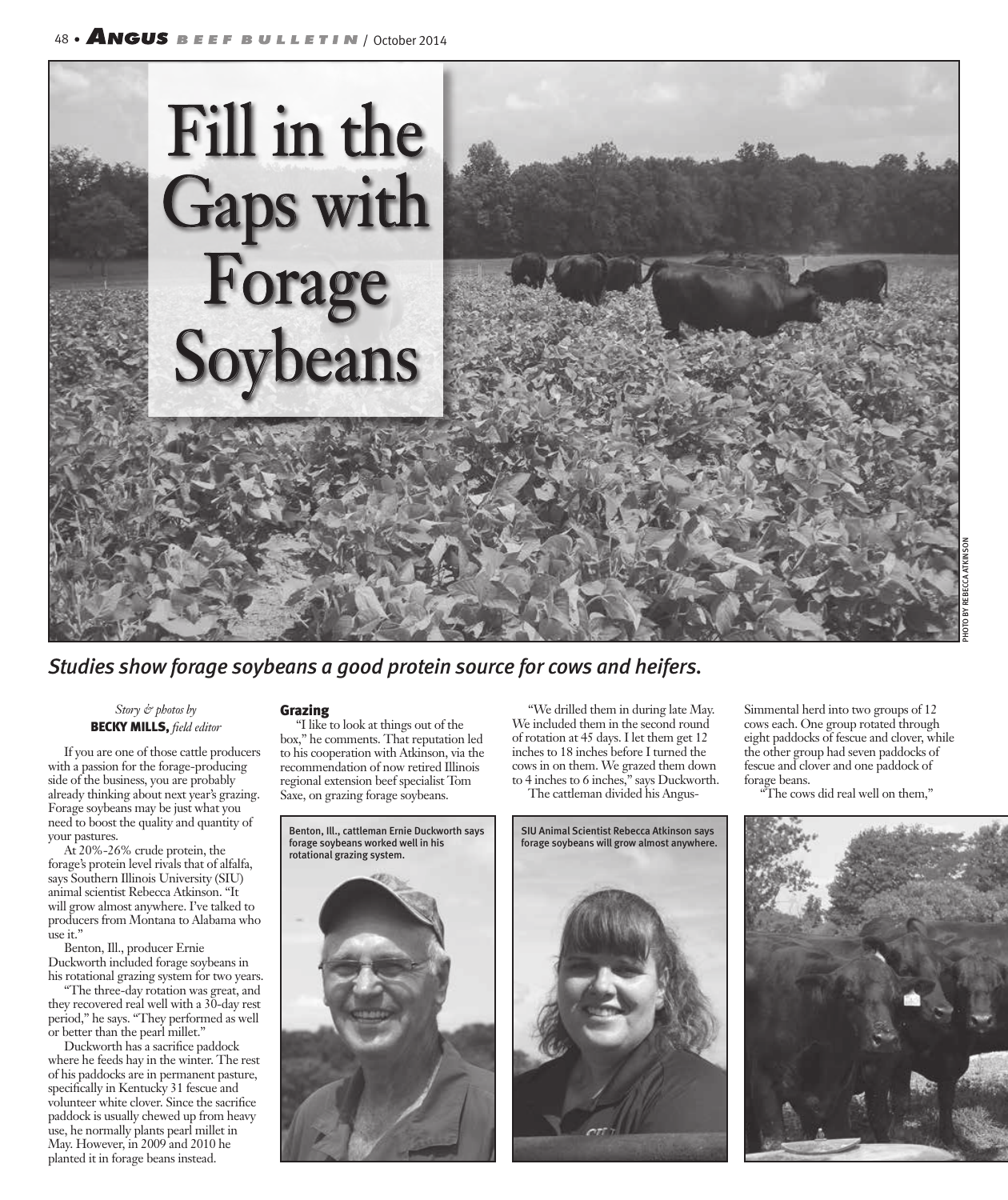# Fill in the Gaps with Forage Soybeans

*Studies show forage soybeans a good protein source for cows and heifers.*

*Story & photos by*
**BECKY MILLS,** *field editor*

If you are one of those cattle producers with a passion for the forage-producing side of the business, you are probably already thinking about next year's grazing. Forage soybeans may be just what you need to boost the quality and quantity of your pastures.

At 20%-26% crude protein, the forage's protein level rivals that of alfalfa, says Southern Illinois University (SIU) animal scientist Rebecca Atkinson. "It will grow almost anywhere. I've talked to producers from Montana to Alabama who use it."

Benton, Ill., producer Ernie Duckworth included forage soybeans in his rotational grazing system for two years.

"The three-day rotation was great, and they recovered real well with a 30-day rest period," he says. "They performed as well or better than the pearl millet."

Duckworth has a sacrifice paddock where he feeds hay in the winter. The rest of his paddocks are in permanent pasture, specifically in Kentucky 31 fescue and volunteer white clover. Since the sacrifice paddock is usually chewed up from heavy use, he normally plants pearl millet in May. However, in 2009 and 2010 he planted it in forage beans instead.

## Grazing

"I like to look at things out of the box," he comments. That reputation led to his cooperation with Atkinson, via the recommendation of now retired Illinois regional extension beef specialist Tom Saxe, on grazing forage soybeans.

Benton, Ill., cattleman Ernie Duckworth says forage soybeans worked well in his rotational grazing system.

"We drilled them in during late May. We included them in the second round of rotation at 45 days. I let them get 12 inches to 18 inches before I turned the cows in on them. We grazed them down to 4 inches to 6 inches," says Duckworth.

The cattleman divided his Angus-Simmental herd into two groups of 12 cows each. One group rotated through eight paddocks of fescue and clover, while the other group had seven paddocks of fescue and clover and one paddock of forage beans.

SIU Animal Scientist Rebecca Atkinson says forage soybeans will grow almost anywhere.

"The cows did real well on them,"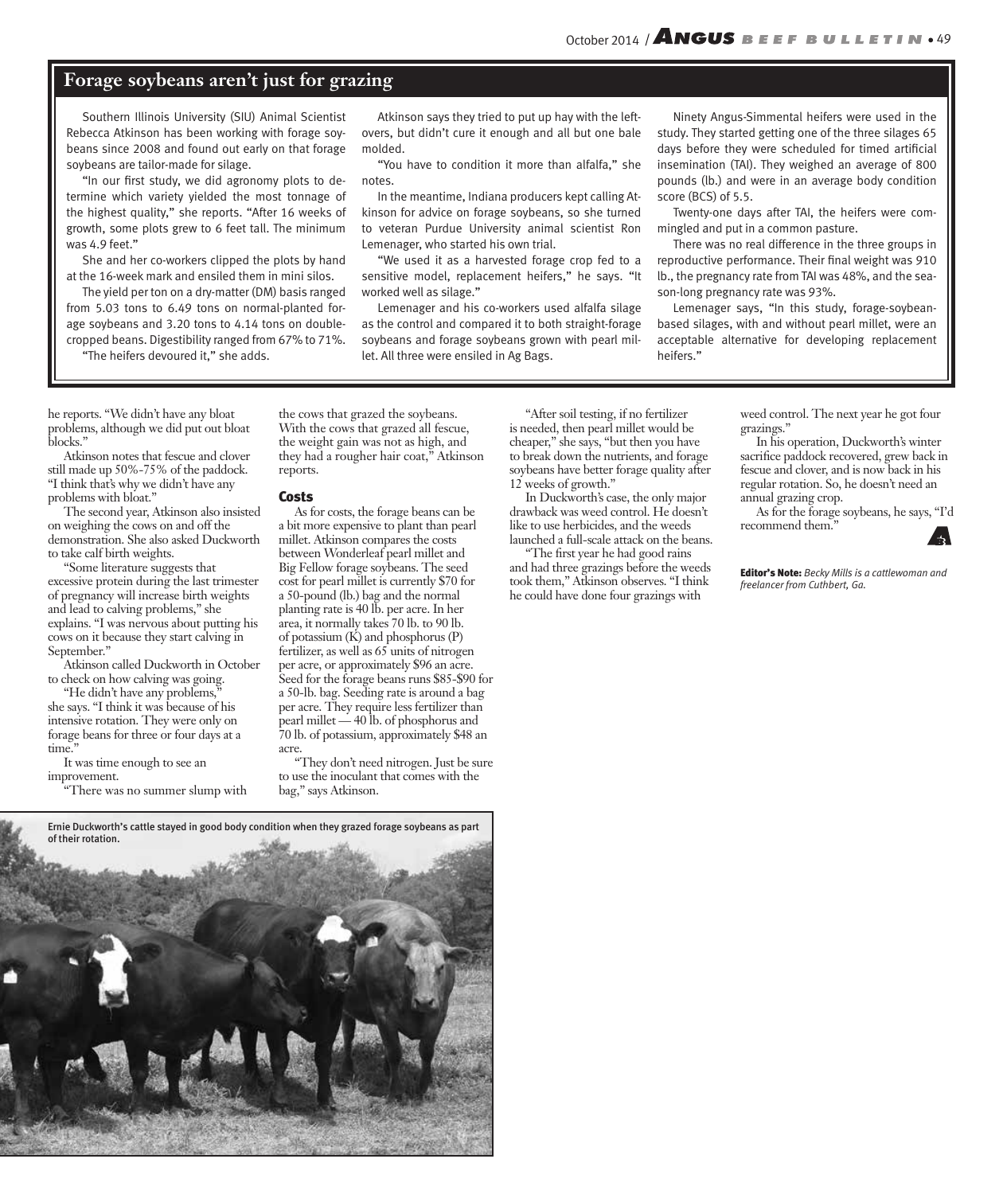## Forage soybeans aren't just for grazing

Southern Illinois University (SIU) Animal Scientist Rebecca Atkinson has been working with forage soybeans since 2008 and found out early on that forage soybeans are tailor-made for silage.

"In our first study, we did agronomy plots to determine which variety yielded the most tonnage of the highest quality," she reports. "After 16 weeks of growth, some plots grew to 6 feet tall. The minimum was 4.9 feet."

She and her co-workers clipped the plots by hand at the 16-week mark and ensiled them in mini silos.

The yield per ton on a dry-matter (DM) basis ranged from 5.03 tons to 6.49 tons on normal-planted forage soybeans and 3.20 tons to 4.14 tons on double-cropped beans. Digestibility ranged from 67% to 71%.

"The heifers devoured it," she adds.

Atkinson says they tried to put up hay with the leftovers, but didn't cure it enough and all but one bale molded.

"You have to condition it more than alfalfa," she notes.

In the meantime, Indiana producers kept calling Atkinson for advice on forage soybeans, so she turned to veteran Purdue University animal scientist Ron Lemenager, who started his own trial.

"We used it as a harvested forage crop fed to a sensitive model, replacement heifers," he says. "It worked well as silage."

Lemenager and his co-workers used alfalfa silage as the control and compared it to both straight-forage soybeans and forage soybeans grown with pearl millet. All three were ensiled in Ag Bags.

Ninety Angus-Simmental heifers were used in the study. They started getting one of the three silages 65 days before they were scheduled for timed artificial insemination (TAI). They weighed an average of 800 pounds (lb.) and were in an average body condition score (BCS) of 5.5.

Twenty-one days after TAI, the heifers were commingled and put in a common pasture.

There was no real difference in the three groups in reproductive performance. Their final weight was 910 lb., the pregnancy rate from TAI was 48%, and the season-long pregnancy rate was 93%.

Lemenager says, "In this study, forage-soybean-based silages, with and without pearl millet, were an acceptable alternative for developing replacement heifers."

---

he reports. "We didn't have any bloat problems, although we did put out bloat blocks."

Atkinson notes that fescue and clover still made up 50%-75% of the paddock. "I think that's why we didn't have any problems with bloat."

The second year, Atkinson also insisted on weighing the cows on and off the demonstration. She also asked Duckworth to take calf birth weights.

"Some literature suggests that excessive protein during the last trimester of pregnancy will increase birth weights and lead to calving problems," she explains. "I was nervous about putting his cows on it because they start calving in September."

Atkinson called Duckworth in October to check on how calving was going.

"He didn't have any problems," she says. "I think it was because of his intensive rotation. They were only on forage beans for three or four days at a time."

It was time enough to see an improvement.

"There was no summer slump with the cows that grazed the soybeans. With the cows that grazed all fescue, the weight gain was not as high, and they had a rougher hair coat," Atkinson reports.

### Costs

As for costs, the forage beans can be a bit more expensive to plant than pearl millet. Atkinson compares the costs between Wonderleaf pearl millet and Big Fellow forage soybeans. The seed cost for pearl millet is currently $70 for a 50-pound (lb.) bag and the normal planting rate is 40 lb. per acre. In her area, it normally takes 70 lb. to 90 lb. of potassium (K) and phosphorus (P) fertilizer, as well as 65 units of nitrogen per acre, or approximately $96 an acre. Seed for the forage beans runs $85-$90 for a 50-lb. bag. Seeding rate is around a bag per acre. They require less fertilizer than pearl millet — 40 lb. of phosphorus and 70 lb. of potassium, approximately $48 an acre.

"They don't need nitrogen. Just be sure to use the inoculant that comes with the bag," says Atkinson.

"After soil testing, if no fertilizer is needed, then pearl millet would be cheaper," she says, "but then you have to break down the nutrients, and forage soybeans have better forage quality after 12 weeks of growth."

In Duckworth's case, the only major drawback was weed control. He doesn't like to use herbicides, and the weeds launched a full-scale attack on the beans.

"The first year he had good rains and had three grazings before the weeds took them," Atkinson observes. "I think he could have done four grazings with weed control. The next year he got four grazings."

In his operation, Duckworth's winter sacrifice paddock recovered, grew back in fescue and clover, and is now back in his regular rotation. So, he doesn't need an annual grazing crop.

As for the forage soybeans, he says, "I'd recommend them."

**Editor's Note:** *Becky Mills is a cattlewoman and freelancer from Cuthbert, Ga.*

Ernie Duckworth's cattle stayed in good body condition when they grazed forage soybeans as part of their rotation.